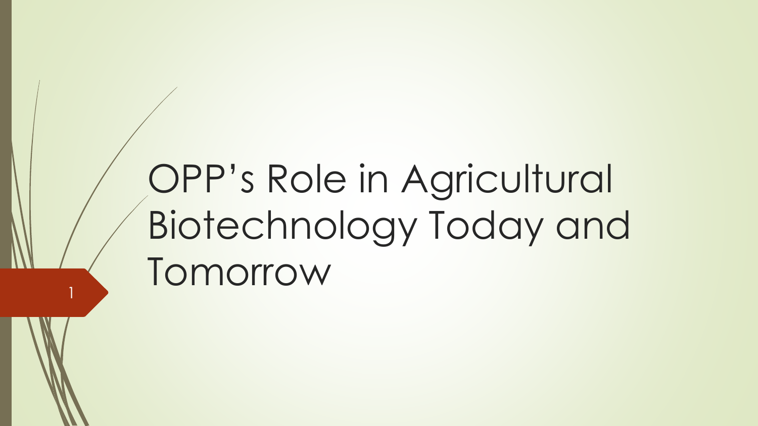# OPP's Role in Agricultural Biotechnology Today and Tomorrow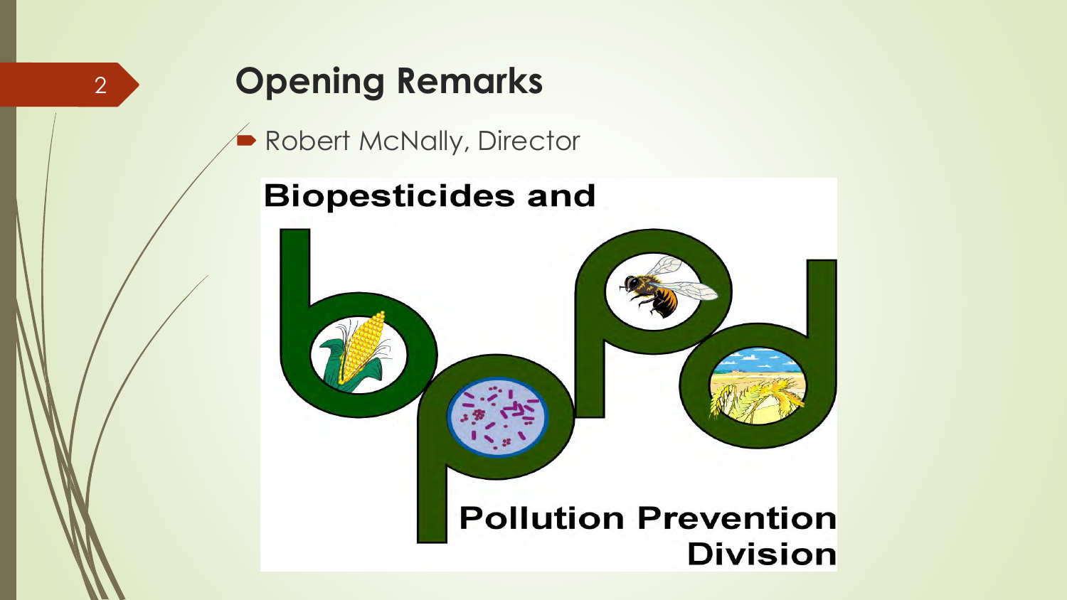# Opening Remarks

- Robert McNally, Director

Biopesticides and Pollution Prevention Division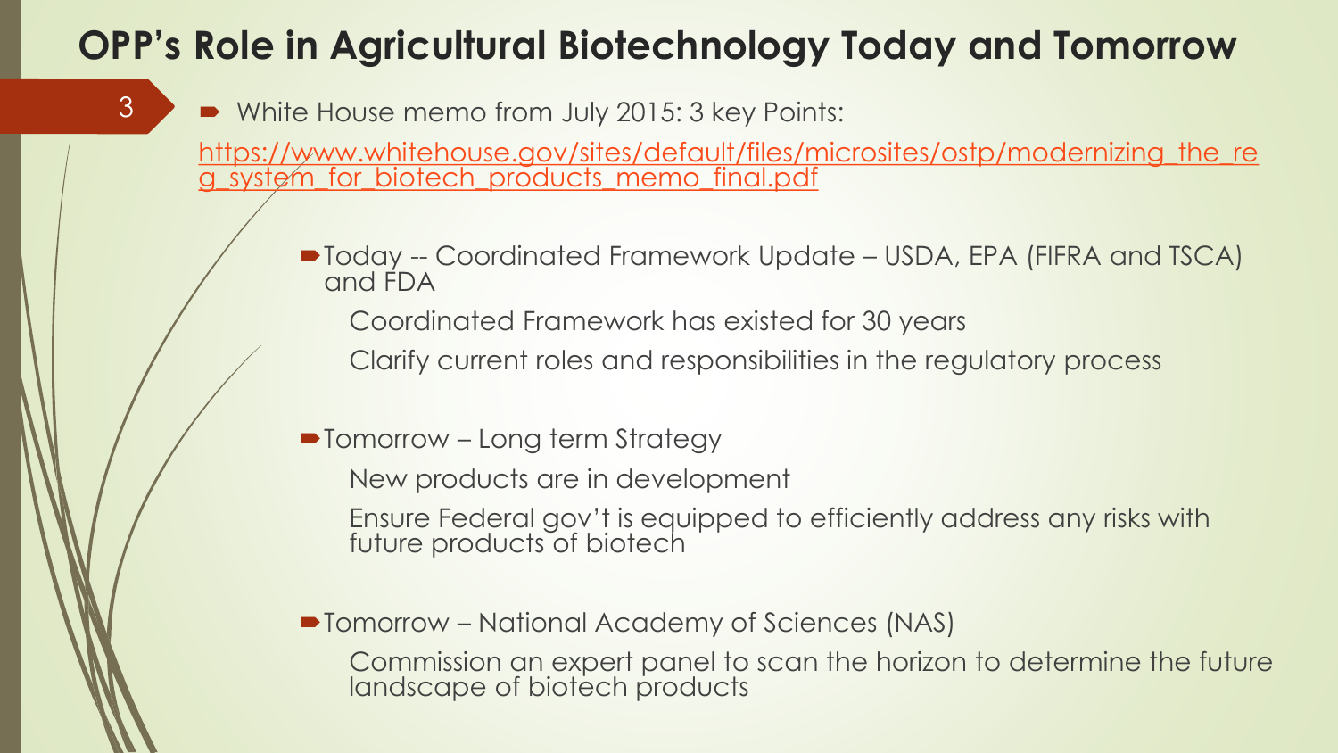# OPP's Role in Agricultural Biotechnology Today and Tomorrow

- White House memo from July 2015: 3 key Points:

[https://www.whitehouse.gov/sites/default/files/microsites/ostp/modernizing_the_reg_system_for_biotech_products_memo_final.pdf](https://www.whitehouse.gov/sites/default/files/microsites/ostp/modernizing_the_reg_system_for_biotech_products_memo_final.pdf)

- Today -- Coordinated Framework Update – USDA, EPA (FIFRA and TSCA) and FDA
  - Coordinated Framework has existed for 30 years
  - Clarify current roles and responsibilities in the regulatory process
- Tomorrow – Long term Strategy
  - New products are in development
  - Ensure Federal gov't is equipped to efficiently address any risks with future products of biotech
- Tomorrow – National Academy of Sciences (NAS)
  - Commission an expert panel to scan the horizon to determine the future landscape of biotech products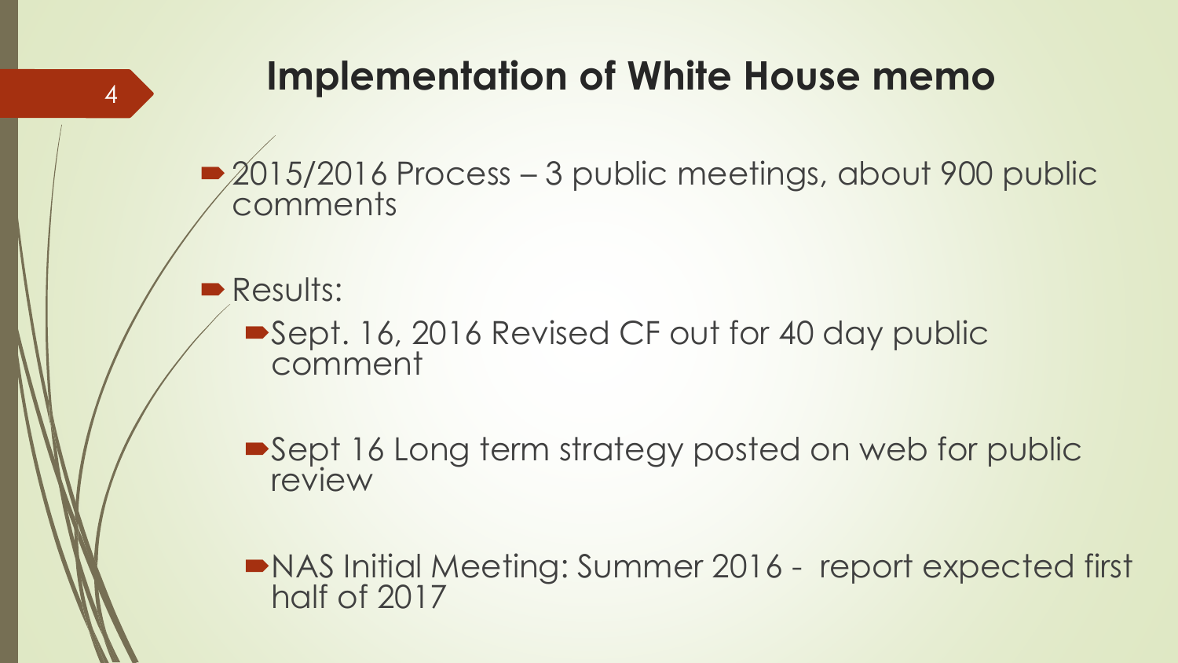## Implementation of White House memo

- 2015/2016 Process – 3 public meetings, about 900 public comments
- Results:
  - Sept. 16, 2016 Revised CF out for 40 day public comment
  - Sept 16 Long term strategy posted on web for public review
  - NAS Initial Meeting: Summer 2016 - report expected first half of 2017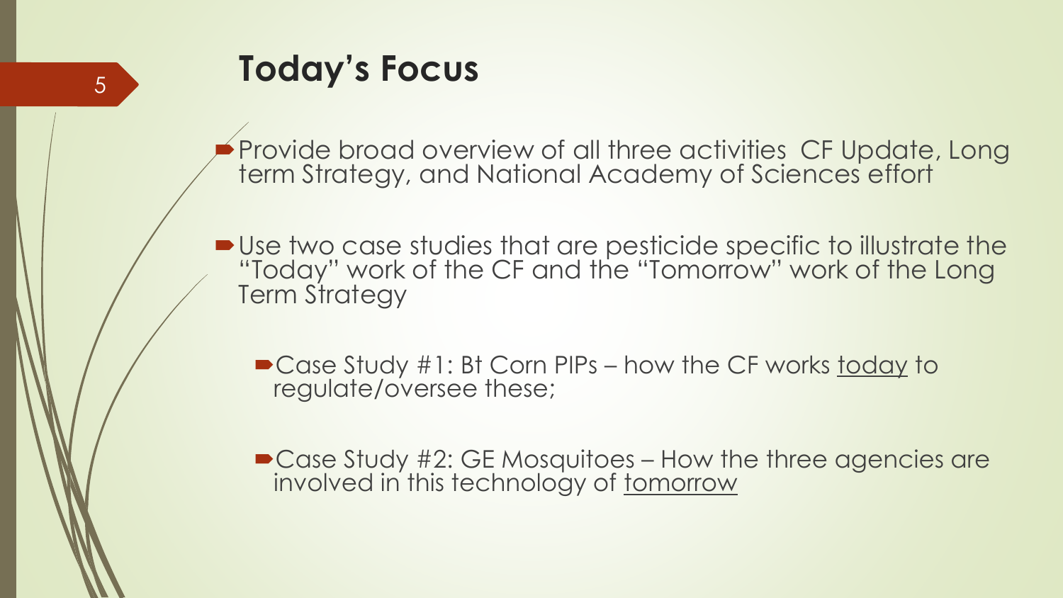# Today's Focus

- Provide broad overview of all three activities  CF Update, Long term Strategy, and National Academy of Sciences effort

- Use two case studies that are pesticide specific to illustrate the "Today" work of the CF and the "Tomorrow" work of the Long Term Strategy

  - Case Study #1: Bt Corn PIPs – how the CF works today to regulate/oversee these;

  - Case Study #2: GE Mosquitoes – How the three agencies are involved in this technology of tomorrow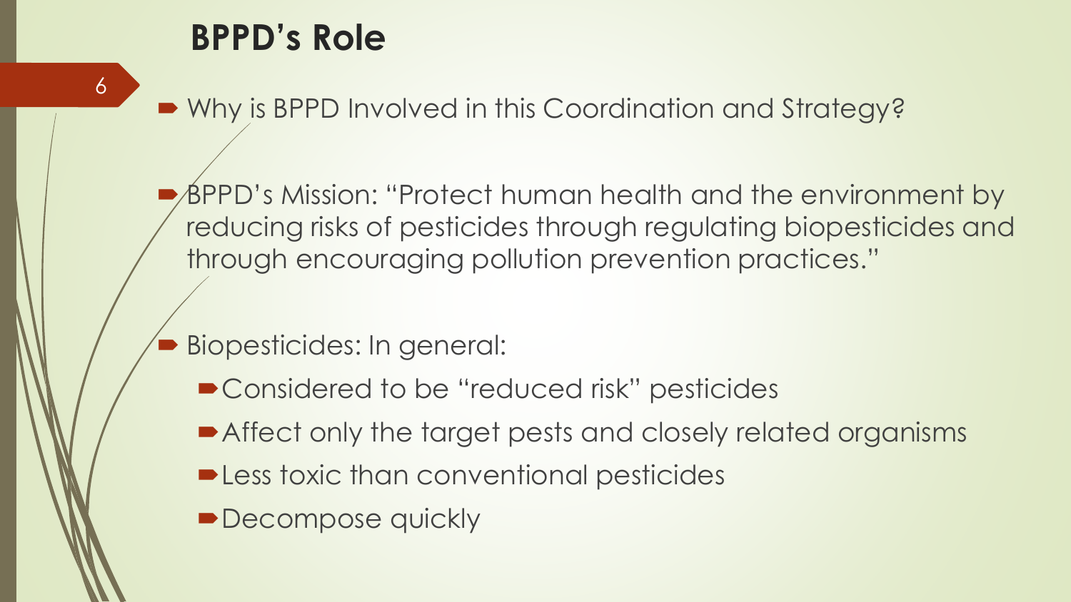# BPPD's Role

- Why is BPPD Involved in this Coordination and Strategy?
- BPPD's Mission: "Protect human health and the environment by reducing risks of pesticides through regulating biopesticides and through encouraging pollution prevention practices."
- Biopesticides: In general:
  - Considered to be "reduced risk" pesticides
  - Affect only the target pests and closely related organisms
  - Less toxic than conventional pesticides
  - Decompose quickly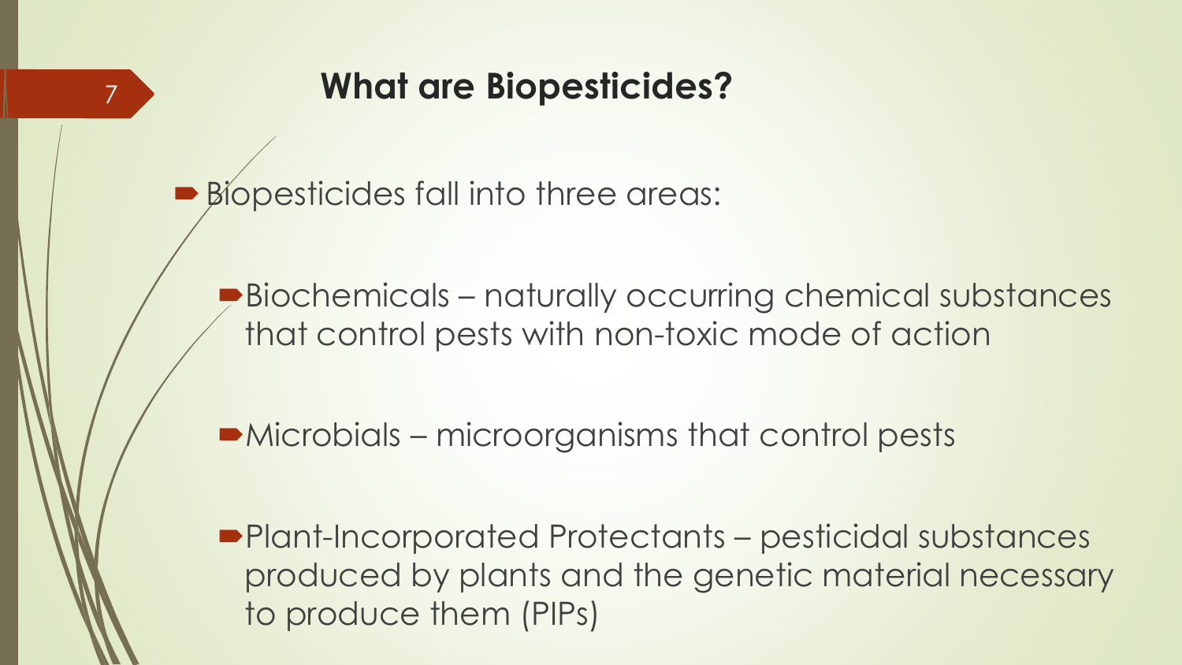# What are Biopesticides?

- Biopesticides fall into three areas:
  - Biochemicals – naturally occurring chemical substances that control pests with non-toxic mode of action
  - Microbials – microorganisms that control pests
  - Plant-Incorporated Protectants – pesticidal substances produced by plants and the genetic material necessary to produce them (PIPs)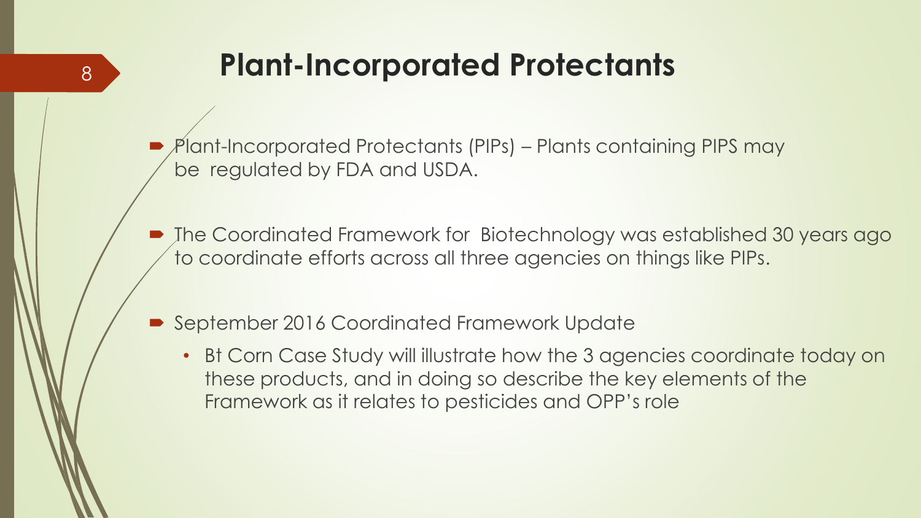# Plant-Incorporated Protectants

- Plant-Incorporated Protectants (PIPs) – Plants containing PIPS may be regulated by FDA and USDA.

- The Coordinated Framework for Biotechnology was established 30 years ago to coordinate efforts across all three agencies on things like PIPs.

- September 2016 Coordinated Framework Update
  - Bt Corn Case Study will illustrate how the 3 agencies coordinate today on these products, and in doing so describe the key elements of the Framework as it relates to pesticides and OPP's role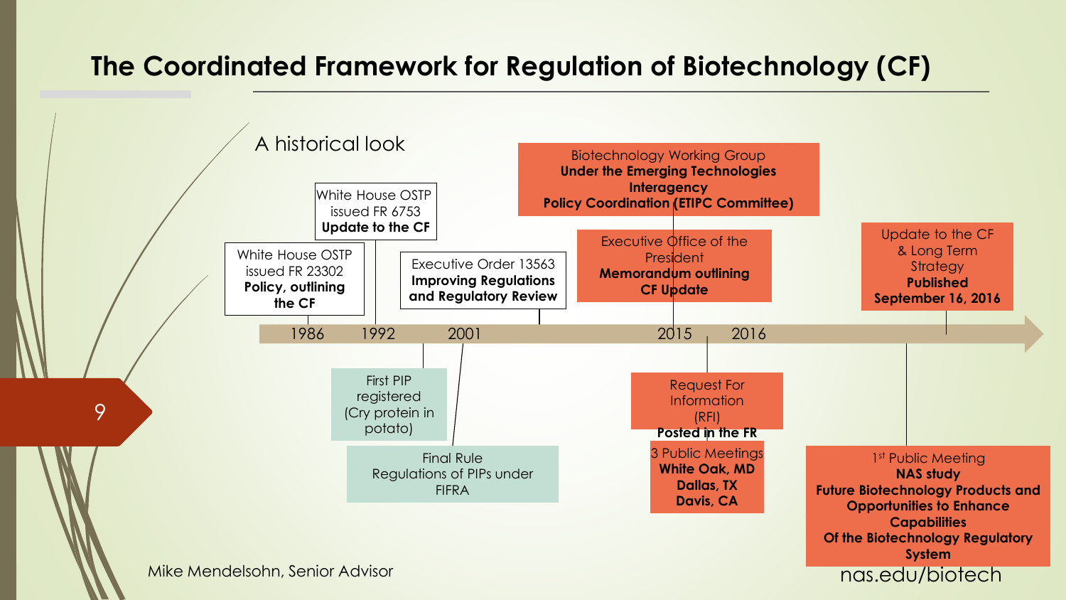# The Coordinated Framework for Regulation of Biotechnology (CF)

A historical look

**1986**
White House OSTP issued FR 23302 **Policy, outlining the CF**

**1992**
White House OSTP issued FR 6753 **Update to the CF**

First PIP registered (Cry protein in potato)

**2001**
Final Rule Regulations of PIPs under FIFRA

Executive Order 13563 **Improving Regulations and Regulatory Review**

**2015**
Biotechnology Working Group **Under the Emerging Technologies Interagency Policy Coordination (ETIPC Committee)**

Executive Office of the President **Memorandum outlining CF Update**

**2016**
Request For Information (RFI) **Posted in the FR**

3 Public Meetings **White Oak, MD** **Dallas, TX** **Davis, CA**

Update to the CF & Long Term Strategy **Published September 16, 2016**

1st Public Meeting **NAS study** **Future Biotechnology Products and Opportunities to Enhance Capabilities Of the Biotechnology Regulatory System**

nas.edu/biotech

Mike Mendelsohn, Senior Advisor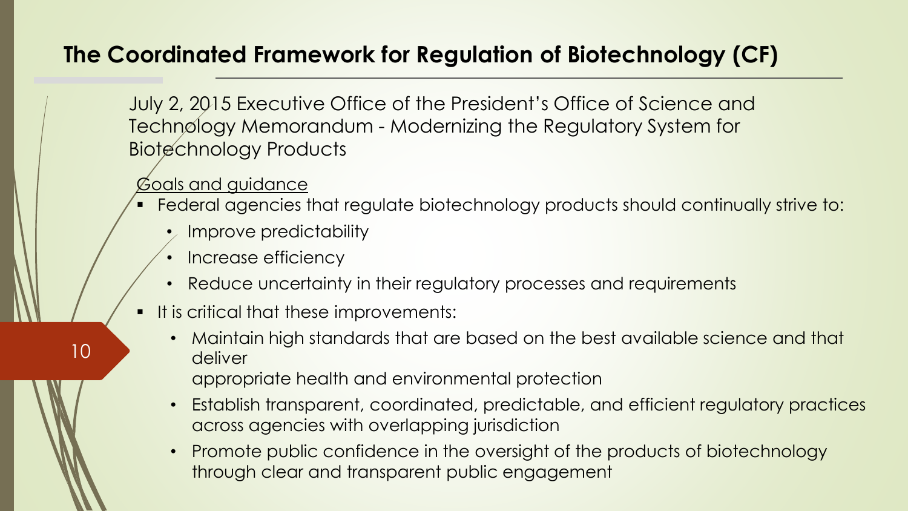## The Coordinated Framework for Regulation of Biotechnology (CF)

July 2, 2015 Executive Office of the President's Office of Science and Technology Memorandum - Modernizing the Regulatory System for Biotechnology Products

Goals and guidance

- Federal agencies that regulate biotechnology products should continually strive to:
  - Improve predictability
  - Increase efficiency
  - Reduce uncertainty in their regulatory processes and requirements
- It is critical that these improvements:
  - Maintain high standards that are based on the best available science and that deliver appropriate health and environmental protection
  - Establish transparent, coordinated, predictable, and efficient regulatory practices across agencies with overlapping jurisdiction
  - Promote public confidence in the oversight of the products of biotechnology through clear and transparent public engagement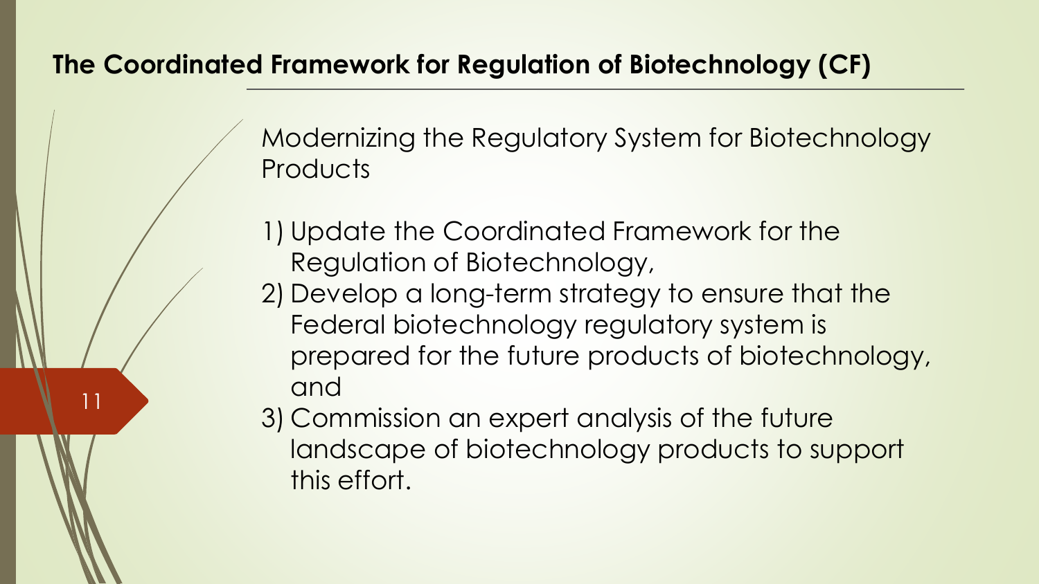## The Coordinated Framework for Regulation of Biotechnology (CF)

Modernizing the Regulatory System for Biotechnology Products

1) Update the Coordinated Framework for the Regulation of Biotechnology,
2) Develop a long-term strategy to ensure that the Federal biotechnology regulatory system is prepared for the future products of biotechnology, and
3) Commission an expert analysis of the future landscape of biotechnology products to support this effort.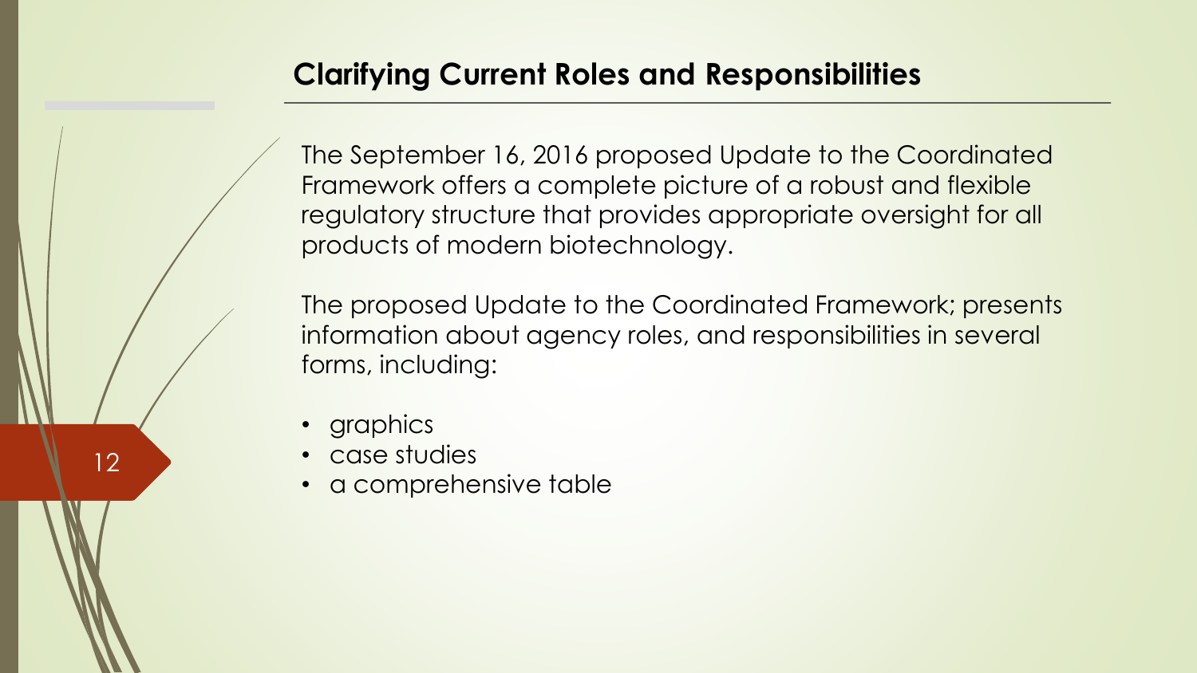## Clarifying Current Roles and Responsibilities

The September 16, 2016 proposed Update to the Coordinated Framework offers a complete picture of a robust and flexible regulatory structure that provides appropriate oversight for all products of modern biotechnology.

The proposed Update to the Coordinated Framework; presents information about agency roles, and responsibilities in several forms, including:

- graphics
- case studies
- a comprehensive table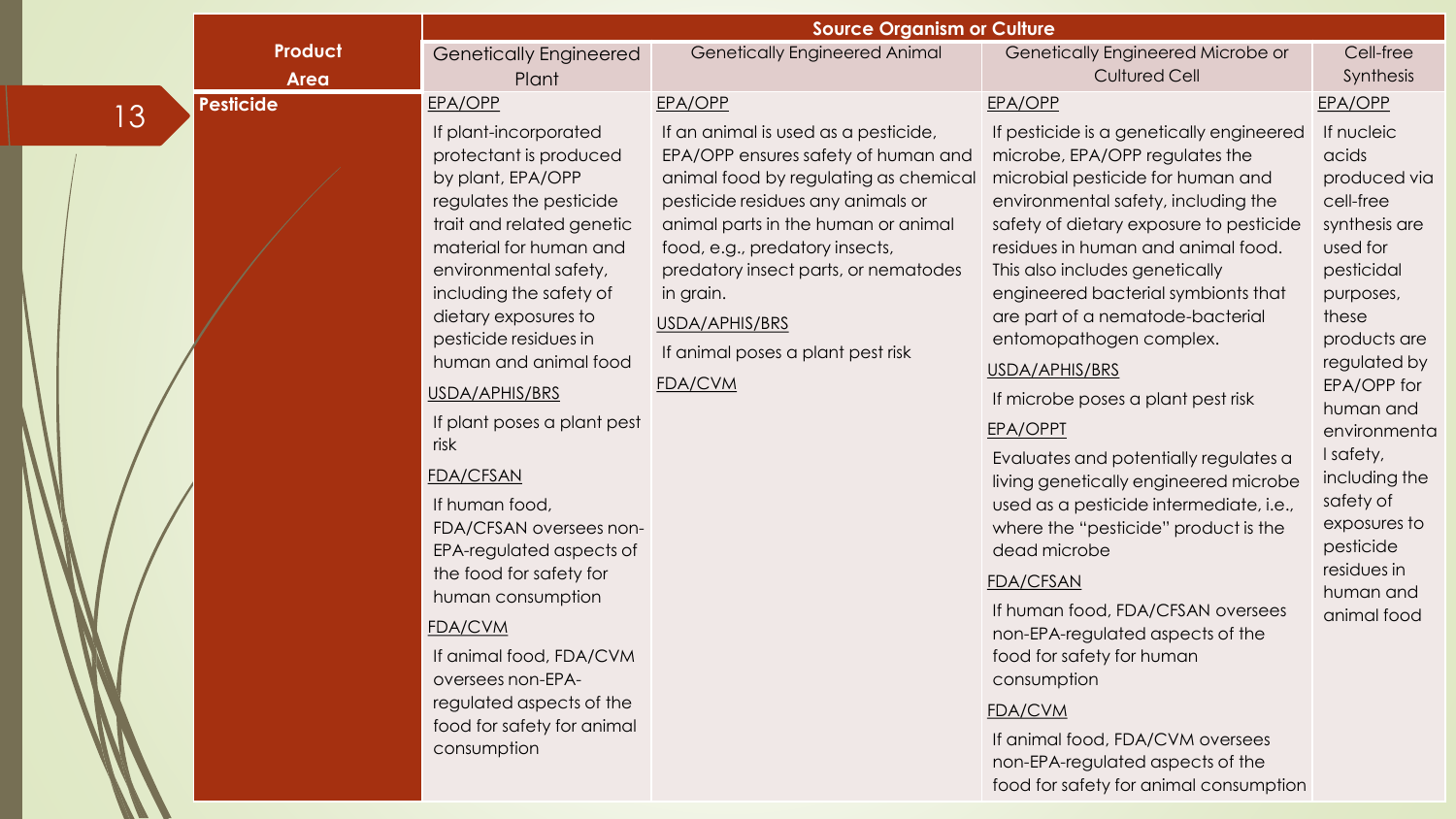| Product Area | Source Organism or Culture | | | |
|---|---|---|---|---|
| | Genetically Engineered Plant | Genetically Engineered Animal | Genetically Engineered Microbe or Cultured Cell | Cell-free Synthesis |
| **Pesticide** | EPA/OPP<br>If plant-incorporated protectant is produced by plant, EPA/OPP regulates the pesticide trait and related genetic material for human and environmental safety, including the safety of dietary exposures to pesticide residues in human and animal food<br>USDA/APHIS/BRS<br>If plant poses a plant pest risk<br>FDA/CFSAN<br>If human food, FDA/CFSAN oversees non-EPA-regulated aspects of the food for safety for human consumption<br>FDA/CVM<br>If animal food, FDA/CVM oversees non-EPA-regulated aspects of the food for safety for animal consumption | EPA/OPP<br>If an animal is used as a pesticide, EPA/OPP ensures safety of human and animal food by regulating as chemical pesticide residues any animals or animal parts in the human or animal food, e.g., predatory insects, predatory insect parts, or nematodes in grain.<br>USDA/APHIS/BRS<br>If animal poses a plant pest risk<br>FDA/CVM | EPA/OPP<br>If pesticide is a genetically engineered microbe, EPA/OPP regulates the microbial pesticide for human and environmental safety, including the safety of dietary exposure to pesticide residues in human and animal food. This also includes genetically engineered bacterial symbionts that are part of a nematode-bacterial entomopathogen complex.<br>USDA/APHIS/BRS<br>If microbe poses a plant pest risk<br>EPA/OPPT<br>Evaluates and potentially regulates a living genetically engineered microbe used as a pesticide intermediate, i.e., where the "pesticide" product is the dead microbe<br>FDA/CFSAN<br>If human food, FDA/CFSAN oversees non-EPA-regulated aspects of the food for safety for human consumption<br>FDA/CVM<br>If animal food, FDA/CVM oversees non-EPA-regulated aspects of the food for safety for animal consumption | EPA/OPP<br>If nucleic acids produced via cell-free synthesis are used for pesticidal purposes, these products are regulated by EPA/OPP for human and environmental safety, including the safety of exposures to pesticide residues in human and animal food |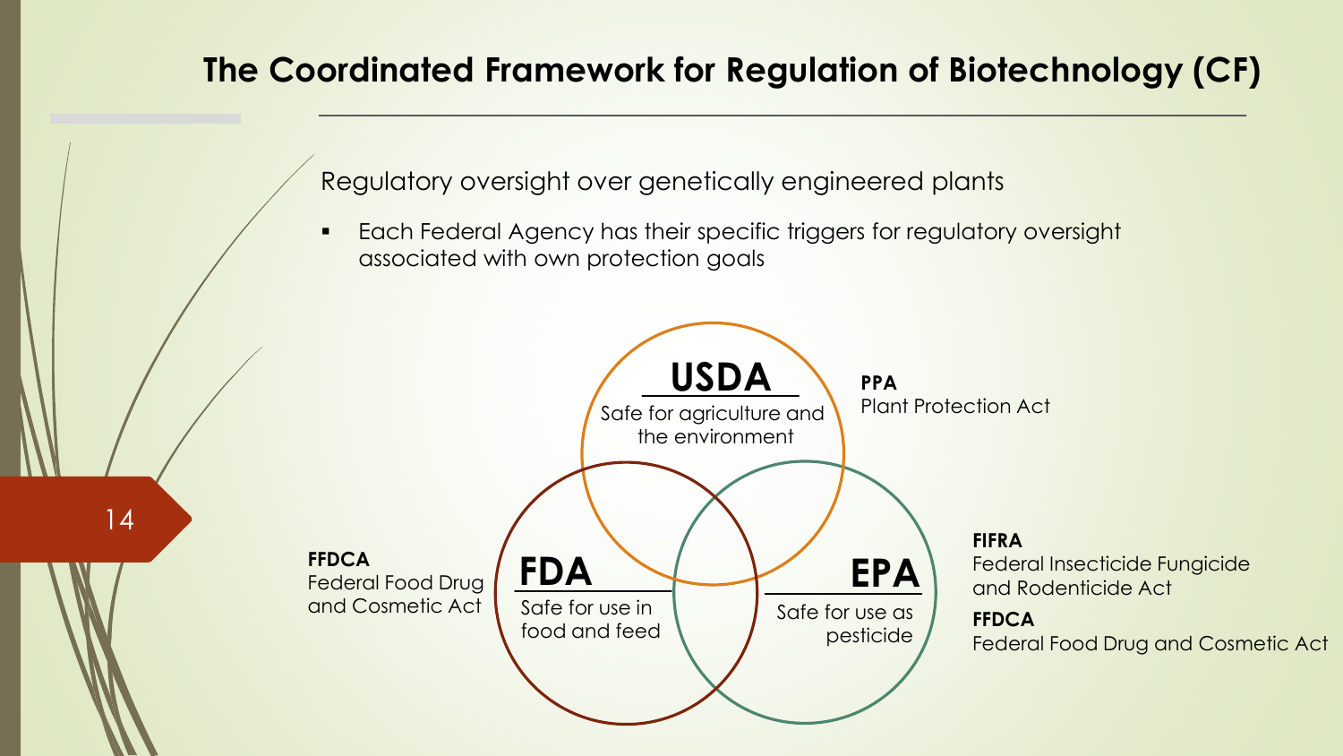# The Coordinated Framework for Regulation of Biotechnology (CF)

Regulatory oversight over genetically engineered plants

- Each Federal Agency has their specific triggers for regulatory oversight associated with own protection goals

**USDA**
Safe for agriculture and the environment

**PPA**
Plant Protection Act

**FDA**
Safe for use in food and feed

**FFDCA**
Federal Food Drug and Cosmetic Act

**EPA**
Safe for use as pesticide

**FIFRA**
Federal Insecticide Fungicide and Rodenticide Act

**FFDCA**
Federal Food Drug and Cosmetic Act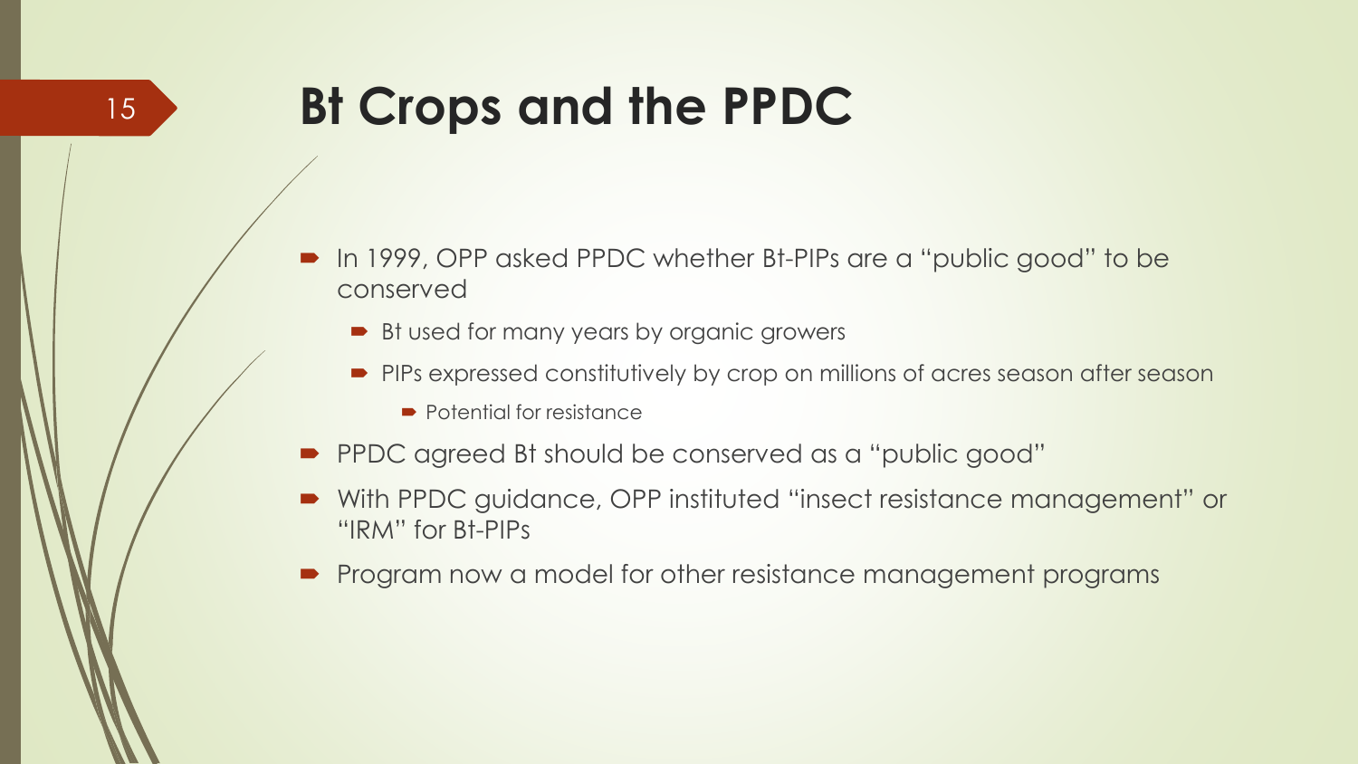# Bt Crops and the PPDC

- In 1999, OPP asked PPDC whether Bt-PIPs are a "public good" to be conserved
  - Bt used for many years by organic growers
  - PIPs expressed constitutively by crop on millions of acres season after season
    - Potential for resistance
- PPDC agreed Bt should be conserved as a "public good"
- With PPDC guidance, OPP instituted "insect resistance management" or "IRM" for Bt-PIPs
- Program now a model for other resistance management programs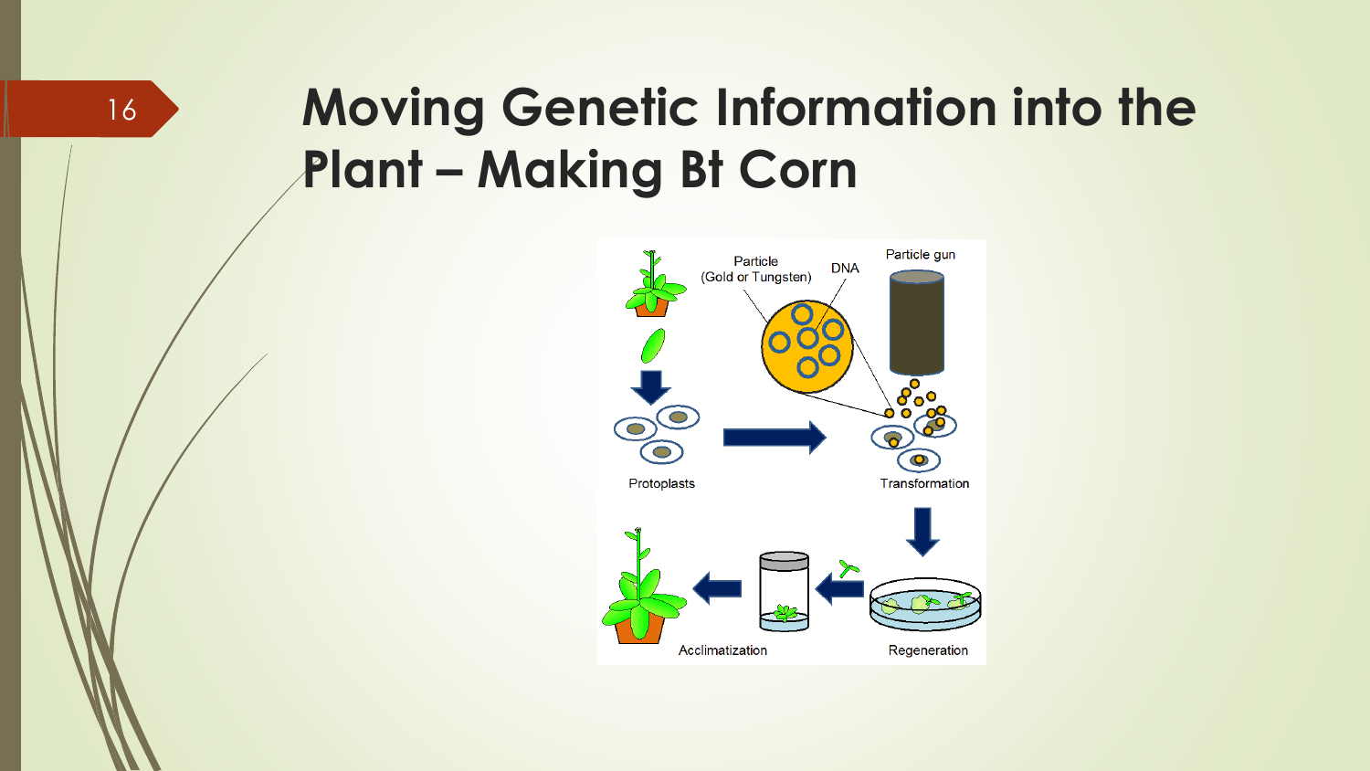# Moving Genetic Information into the Plant – Making Bt Corn

Particle (Gold or Tungsten)

DNA

Particle gun

Protoplasts

Transformation

Regeneration

Acclimatization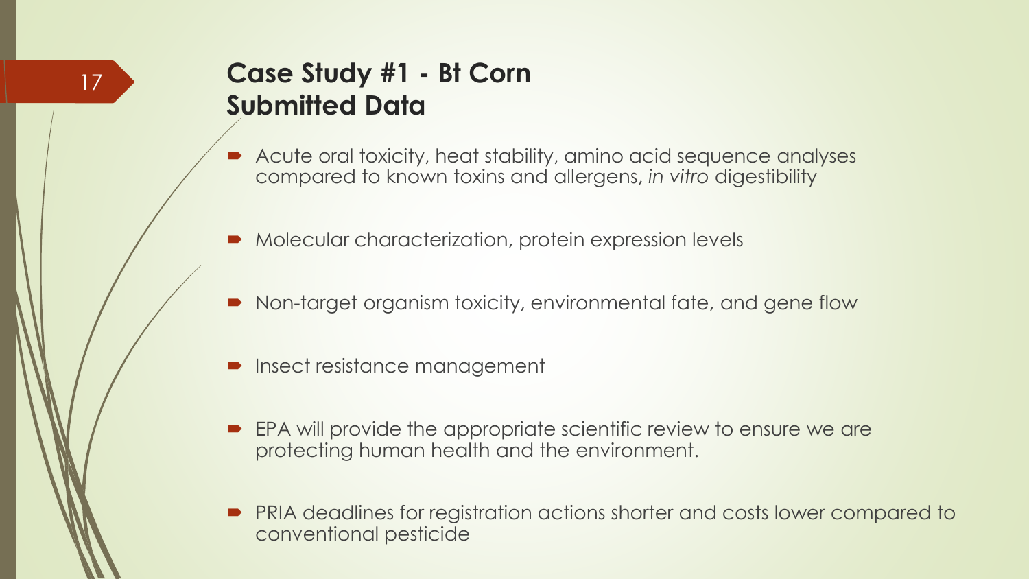## Case Study #1 - Bt Corn Submitted Data

- Acute oral toxicity, heat stability, amino acid sequence analyses compared to known toxins and allergens, *in vitro* digestibility
- Molecular characterization, protein expression levels
- Non-target organism toxicity, environmental fate, and gene flow
- Insect resistance management
- EPA will provide the appropriate scientific review to ensure we are protecting human health and the environment.
- PRIA deadlines for registration actions shorter and costs lower compared to conventional pesticide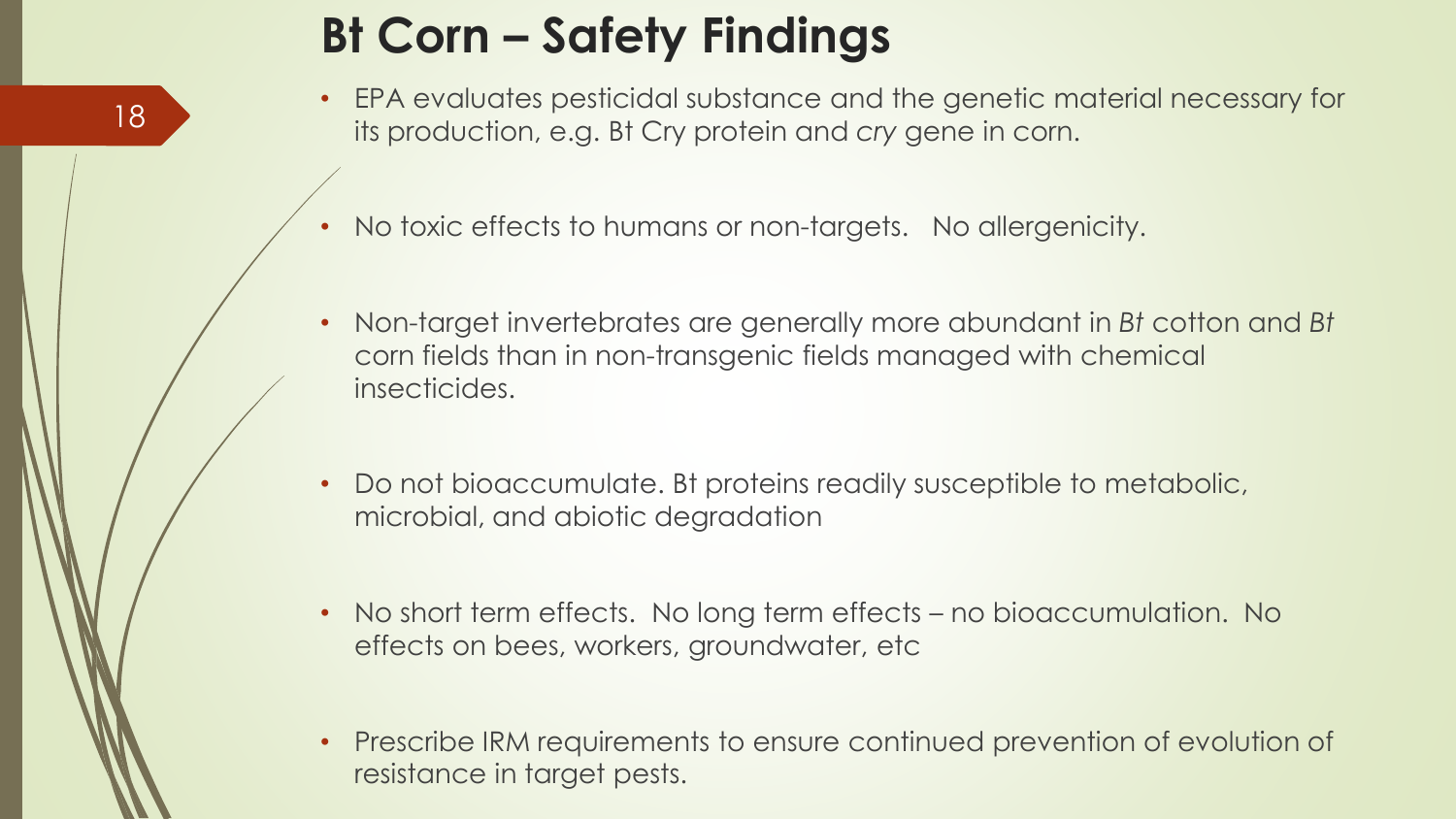# Bt Corn – Safety Findings

- EPA evaluates pesticidal substance and the genetic material necessary for its production, e.g. Bt Cry protein and *cry* gene in corn.

- No toxic effects to humans or non-targets. No allergenicity.

- Non-target invertebrates are generally more abundant in *Bt* cotton and *Bt* corn fields than in non-transgenic fields managed with chemical insecticides.

- Do not bioaccumulate. Bt proteins readily susceptible to metabolic, microbial, and abiotic degradation

- No short term effects. No long term effects – no bioaccumulation. No effects on bees, workers, groundwater, etc

- Prescribe IRM requirements to ensure continued prevention of evolution of resistance in target pests.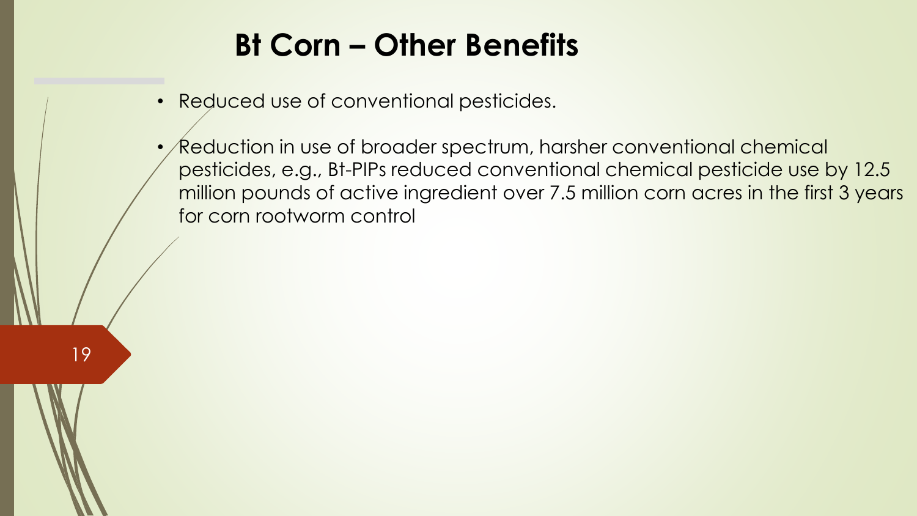# Bt Corn – Other Benefits

- Reduced use of conventional pesticides.
- Reduction in use of broader spectrum, harsher conventional chemical pesticides, e.g., Bt-PIPs reduced conventional chemical pesticide use by 12.5 million pounds of active ingredient over 7.5 million corn acres in the first 3 years for corn rootworm control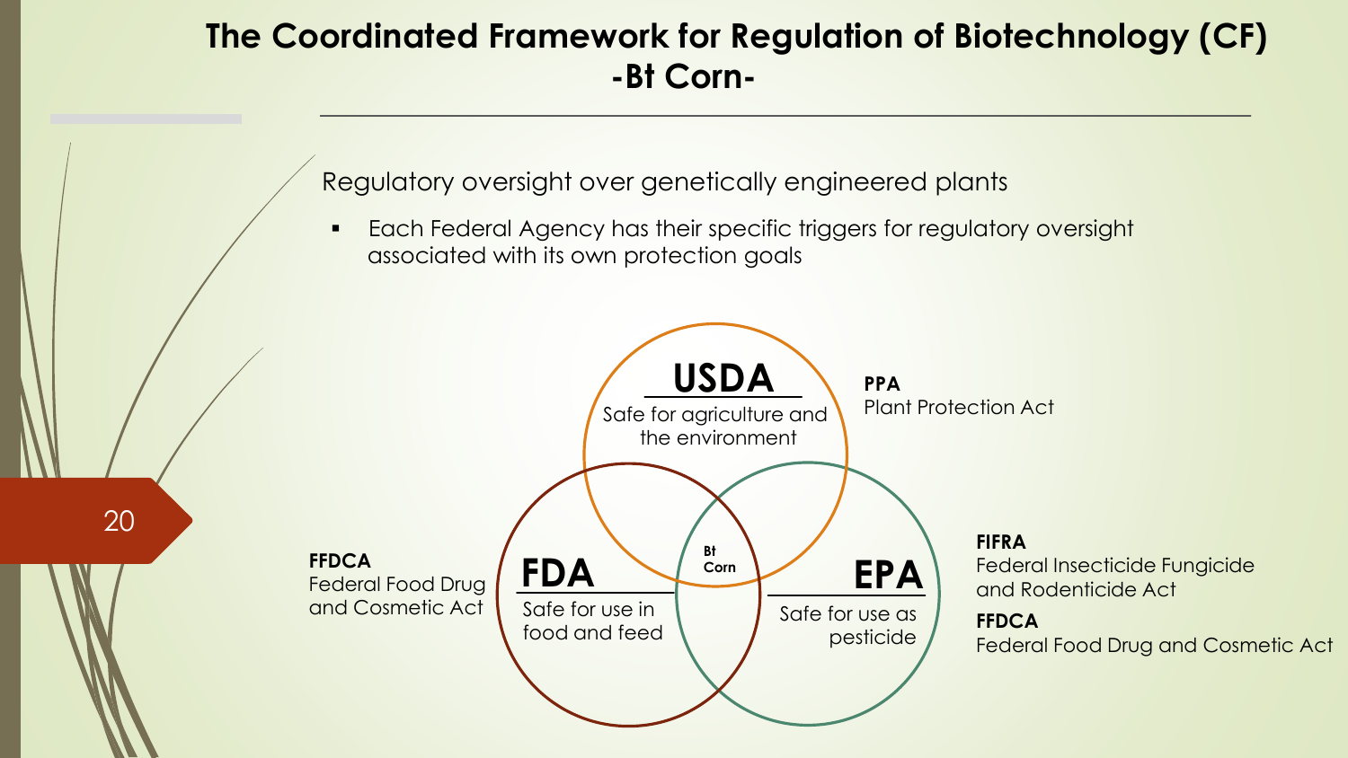# The Coordinated Framework for Regulation of Biotechnology (CF) -Bt Corn-

Regulatory oversight over genetically engineered plants

- Each Federal Agency has their specific triggers for regulatory oversight associated with its own protection goals

**USDA**
Safe for agriculture and the environment

**PPA**
Plant Protection Act

**FDA**
Safe for use in food and feed

**FFDCA**
Federal Food Drug and Cosmetic Act

**EPA**
Safe for use as pesticide

**FIFRA**
Federal Insecticide Fungicide and Rodenticide Act

**FFDCA**
Federal Food Drug and Cosmetic Act

**Bt Corn**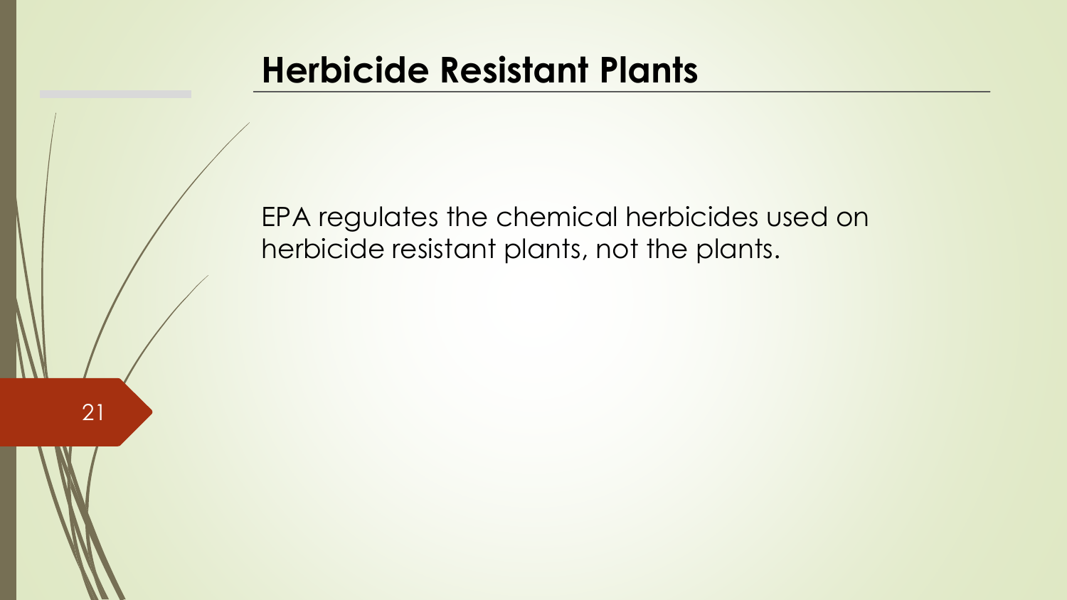# Herbicide Resistant Plants

EPA regulates the chemical herbicides used on herbicide resistant plants, not the plants.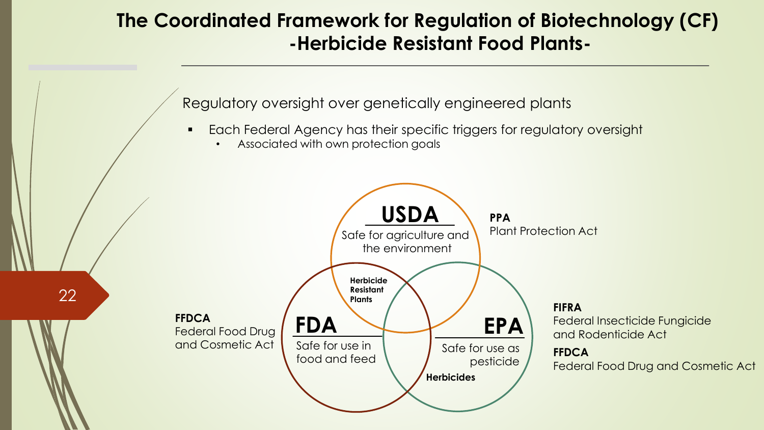# The Coordinated Framework for Regulation of Biotechnology (CF) -Herbicide Resistant Food Plants-

Regulatory oversight over genetically engineered plants

- Each Federal Agency has their specific triggers for regulatory oversight
  - Associated with own protection goals

**USDA**
Safe for agriculture and the environment

**PPA**
Plant Protection Act

**FDA**
Safe for use in food and feed

**FFDCA**
Federal Food Drug and Cosmetic Act

**EPA**
Safe for use as pesticide

**FIFRA**
Federal Insecticide Fungicide and Rodenticide Act

**FFDCA**
Federal Food Drug and Cosmetic Act

**Herbicide Resistant Plants**

**Herbicides**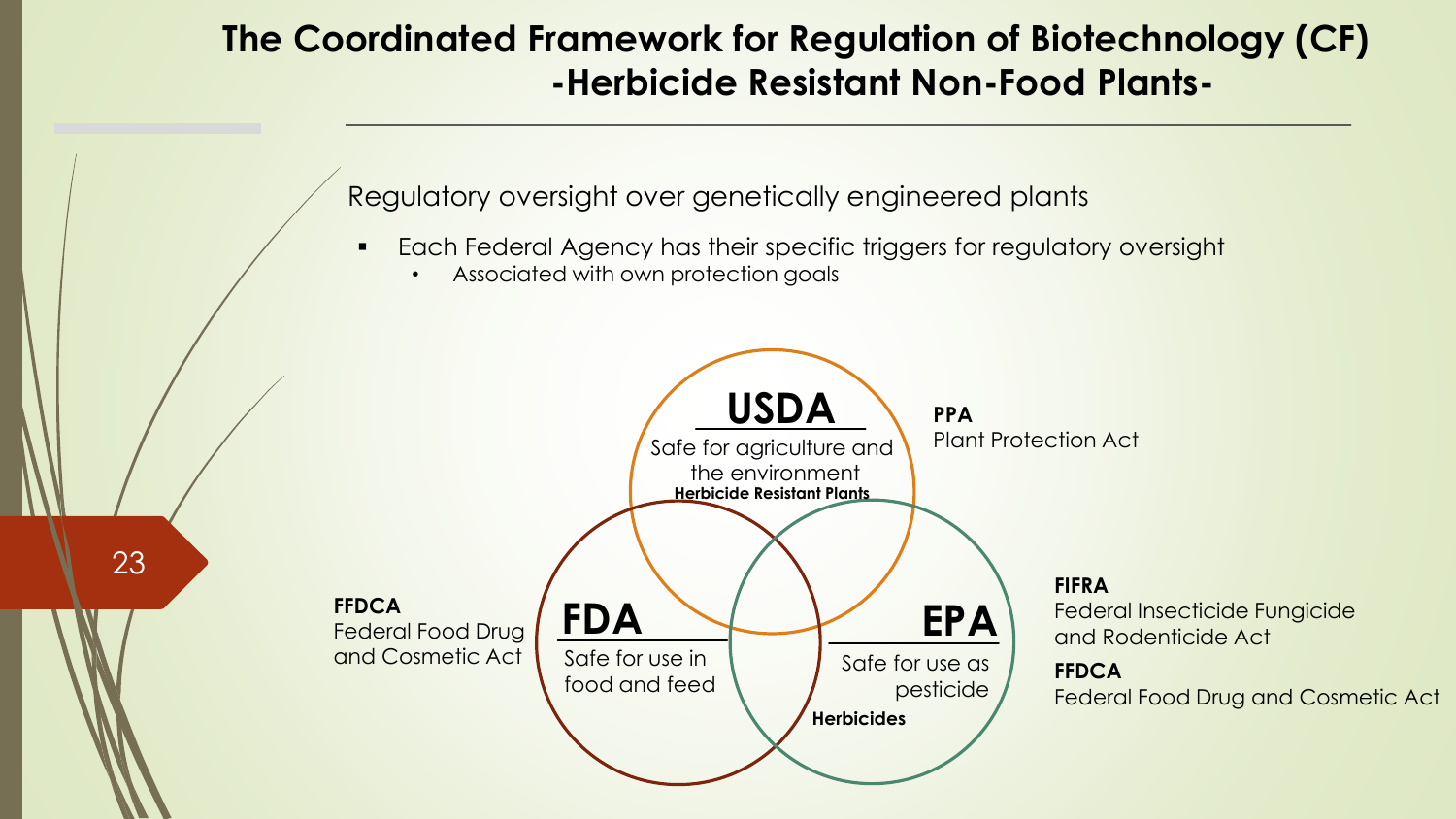# The Coordinated Framework for Regulation of Biotechnology (CF) -Herbicide Resistant Non-Food Plants-

Regulatory oversight over genetically engineered plants

- Each Federal Agency has their specific triggers for regulatory oversight
  - Associated with own protection goals

**USDA**

Safe for agriculture and the environment

**Herbicide Resistant Plants**

**PPA**
Plant Protection Act

**FDA**

Safe for use in food and feed

**FFDCA**
Federal Food Drug and Cosmetic Act

**EPA**

Safe for use as pesticide

**Herbicides**

**FIFRA**
Federal Insecticide Fungicide and Rodenticide Act

**FFDCA**
Federal Food Drug and Cosmetic Act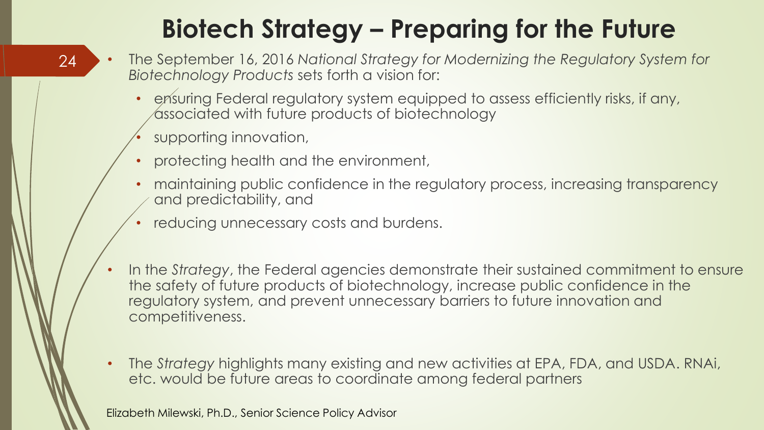# Biotech Strategy – Preparing for the Future

- The September 16, 2016 *National Strategy for Modernizing the Regulatory System for Biotechnology Products* sets forth a vision for:
  - ensuring Federal regulatory system equipped to assess efficiently risks, if any, associated with future products of biotechnology
  - supporting innovation,
  - protecting health and the environment,
  - maintaining public confidence in the regulatory process, increasing transparency and predictability, and
  - reducing unnecessary costs and burdens.

- In the *Strategy*, the Federal agencies demonstrate their sustained commitment to ensure the safety of future products of biotechnology, increase public confidence in the regulatory system, and prevent unnecessary barriers to future innovation and competitiveness.

- The *Strategy* highlights many existing and new activities at EPA, FDA, and USDA. RNAi, etc. would be future areas to coordinate among federal partners

Elizabeth Milewski, Ph.D., Senior Science Policy Advisor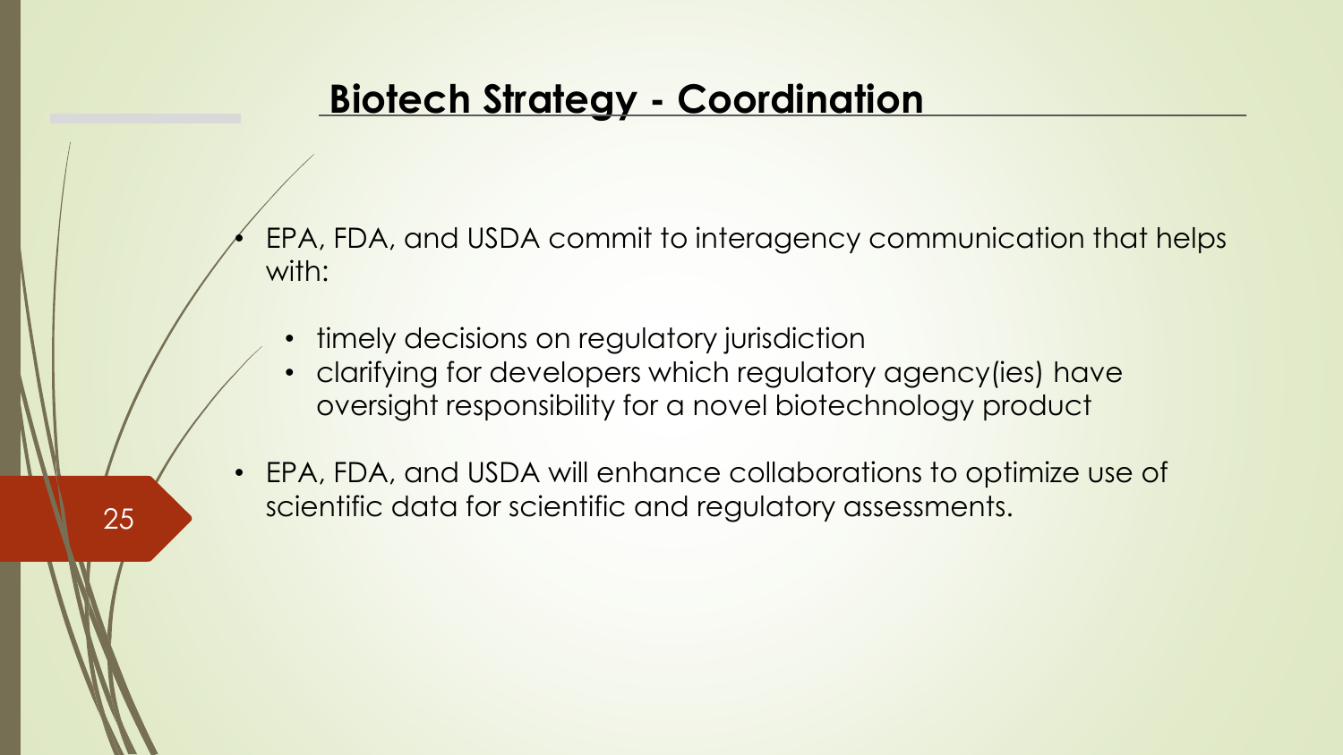## Biotech Strategy - Coordination

- EPA, FDA, and USDA commit to interagency communication that helps with:
  - timely decisions on regulatory jurisdiction
  - clarifying for developers which regulatory agency(ies) have oversight responsibility for a novel biotechnology product
- EPA, FDA, and USDA will enhance collaborations to optimize use of scientific data for scientific and regulatory assessments.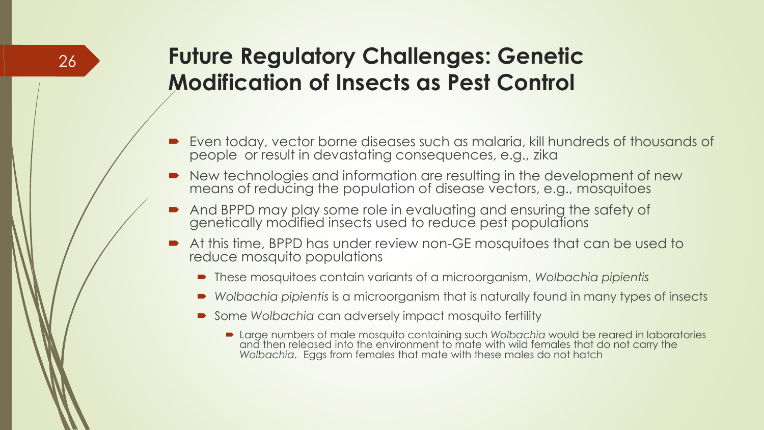# Future Regulatory Challenges: Genetic Modification of Insects as Pest Control

- Even today, vector borne diseases such as malaria, kill hundreds of thousands of people or result in devastating consequences, e.g., zika
- New technologies and information are resulting in the development of new means of reducing the population of disease vectors, e.g., mosquitoes
- And BPPD may play some role in evaluating and ensuring the safety of genetically modified insects used to reduce pest populations
- At this time, BPPD has under review non-GE mosquitoes that can be used to reduce mosquito populations
  - These mosquitoes contain variants of a microorganism, *Wolbachia pipientis*
  - *Wolbachia pipientis* is a microorganism that is naturally found in many types of insects
  - Some *Wolbachia* can adversely impact mosquito fertility
    - Large numbers of male mosquito containing such *Wolbachia* would be reared in laboratories and then released into the environment to mate with wild females that do not carry the *Wolbachia*. Eggs from females that mate with these males do not hatch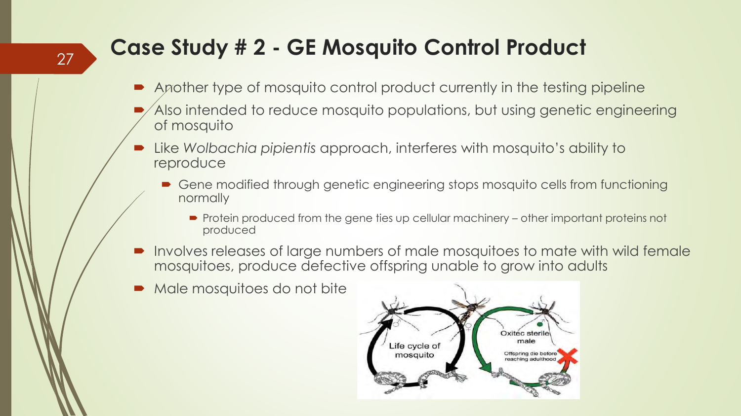## Case Study # 2 - GE Mosquito Control Product

- Another type of mosquito control product currently in the testing pipeline
- Also intended to reduce mosquito populations, but using genetic engineering of mosquito
- Like *Wolbachia pipientis* approach, interferes with mosquito's ability to reproduce
  - Gene modified through genetic engineering stops mosquito cells from functioning normally
    - Protein produced from the gene ties up cellular machinery – other important proteins not produced
- Involves releases of large numbers of male mosquitoes to mate with wild female mosquitoes, produce defective offspring unable to grow into adults
- Male mosquitoes do not bite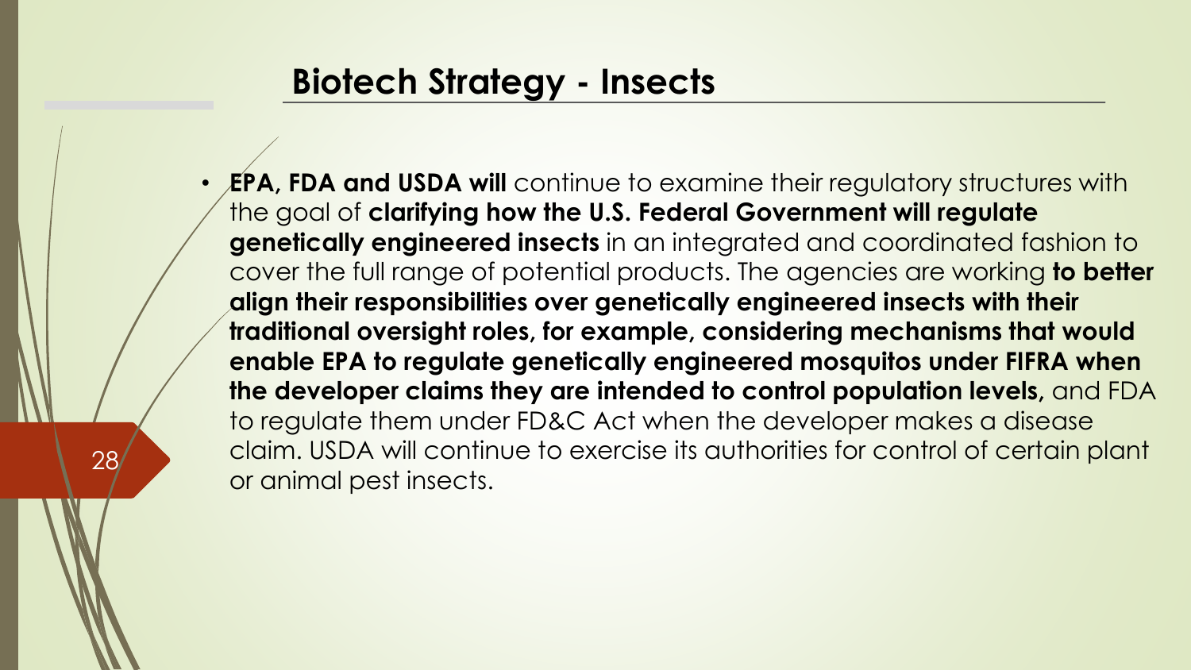## Biotech Strategy - Insects

- **EPA, FDA and USDA will** continue to examine their regulatory structures with the goal of **clarifying how the U.S. Federal Government will regulate genetically engineered insects** in an integrated and coordinated fashion to cover the full range of potential products. The agencies are working **to better align their responsibilities over genetically engineered insects with their traditional oversight roles, for example, considering mechanisms that would enable EPA to regulate genetically engineered mosquitos under FIFRA when the developer claims they are intended to control population levels,** and FDA to regulate them under FD&C Act when the developer makes a disease claim. USDA will continue to exercise its authorities for control of certain plant or animal pest insects.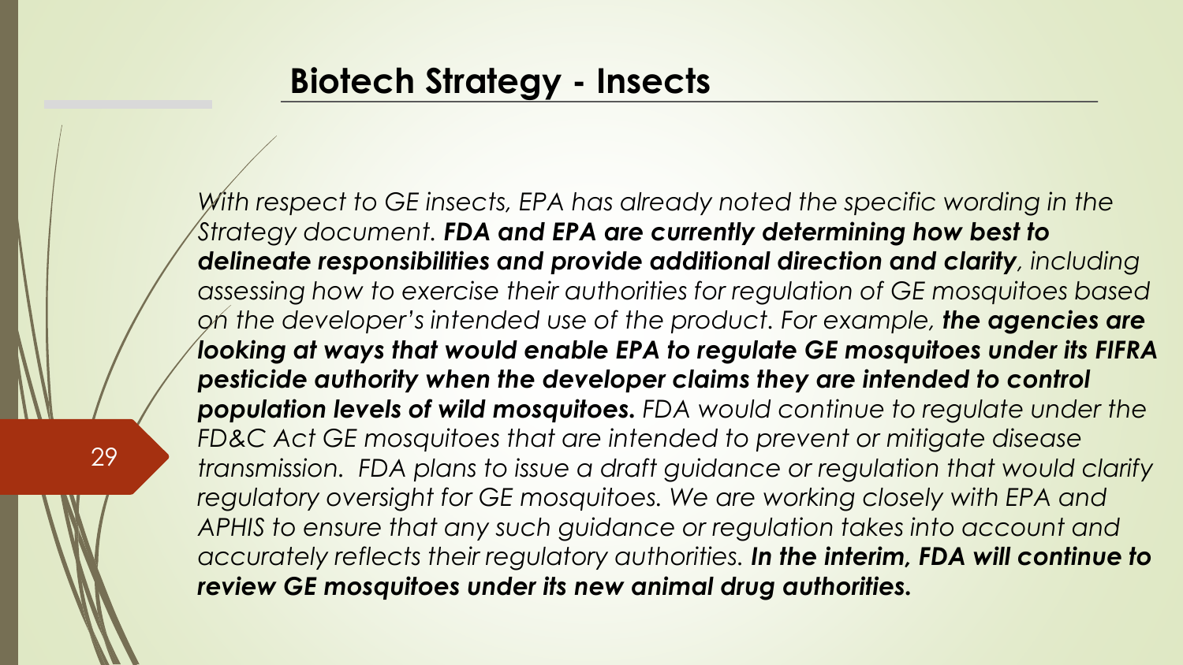## Biotech Strategy - Insects

*With respect to GE insects, EPA has already noted the specific wording in the Strategy document.* ***FDA and EPA are currently determining how best to delineate responsibilities and provide additional direction and clarity****, including assessing how to exercise their authorities for regulation of GE mosquitoes based on the developer's intended use of the product. For example,* ***the agencies are looking at ways that would enable EPA to regulate GE mosquitoes under its FIFRA pesticide authority when the developer claims they are intended to control population levels of wild mosquitoes.*** *FDA would continue to regulate under the FD&C Act GE mosquitoes that are intended to prevent or mitigate disease transmission. FDA plans to issue a draft guidance or regulation that would clarify regulatory oversight for GE mosquitoes. We are working closely with EPA and APHIS to ensure that any such guidance or regulation takes into account and accurately reflects their regulatory authorities.* ***In the interim, FDA will continue to review GE mosquitoes under its new animal drug authorities.***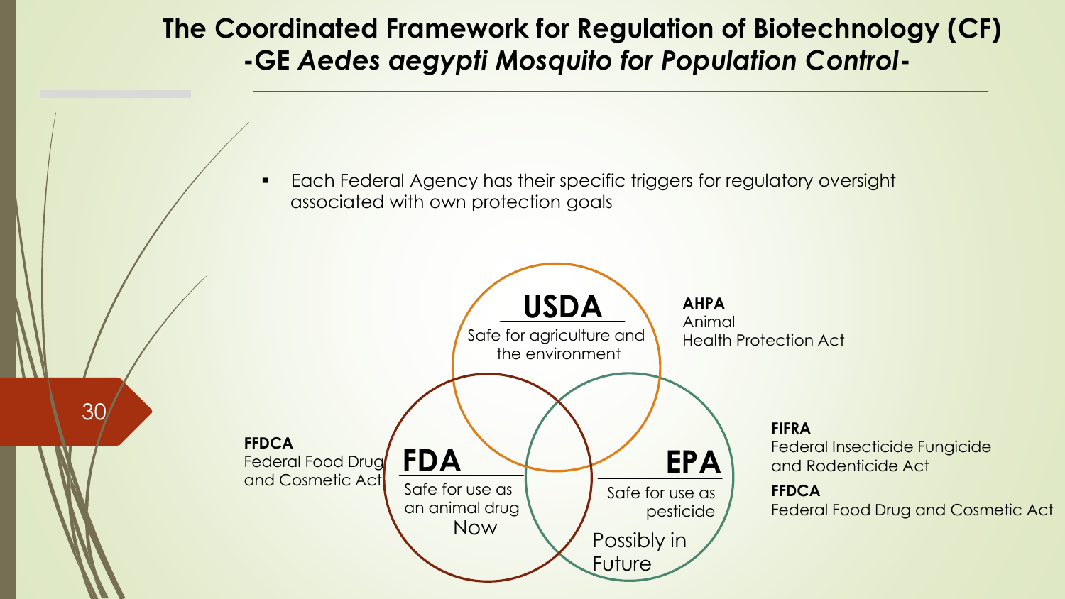# The Coordinated Framework for Regulation of Biotechnology (CF)
## -GE *Aedes aegypti Mosquito for Population Control*-

- Each Federal Agency has their specific triggers for regulatory oversight associated with own protection goals

**USDA**
Safe for agriculture and the environment

**AHPA**
Animal Health Protection Act

**FDA**
Safe for use as an animal drug
Now

**FFDCA**
Federal Food Drug and Cosmetic Act

**EPA**
Safe for use as pesticide
Possibly in Future

**FIFRA**
Federal Insecticide Fungicide and Rodenticide Act

**FFDCA**
Federal Food Drug and Cosmetic Act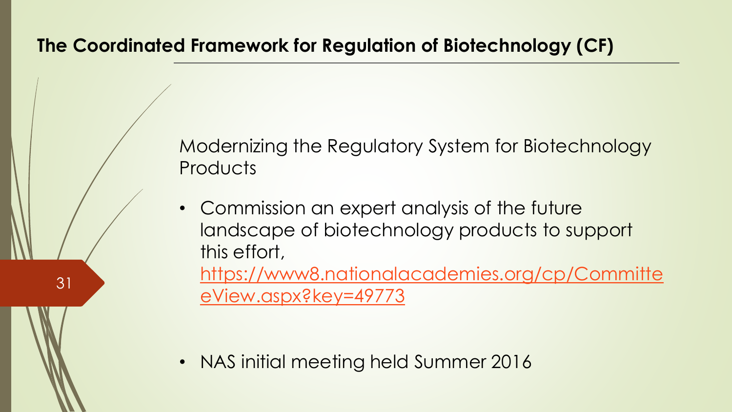## The Coordinated Framework for Regulation of Biotechnology (CF)

Modernizing the Regulatory System for Biotechnology Products

- Commission an expert analysis of the future landscape of biotechnology products to support this effort, https://www8.nationalacademies.org/cp/CommitteeView.aspx?key=49773

- NAS initial meeting held Summer 2016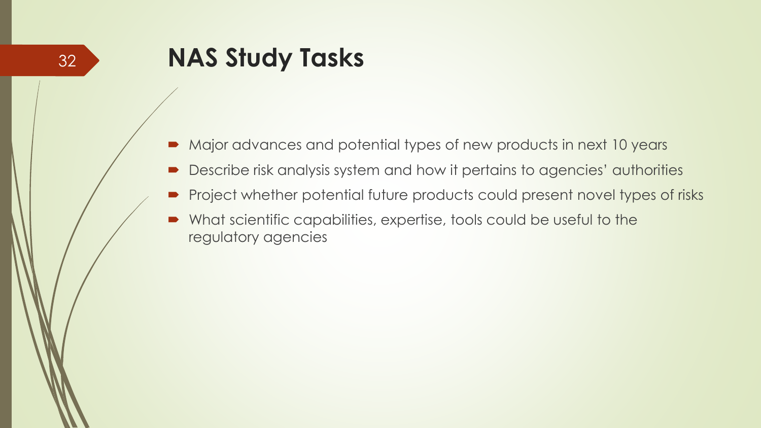# NAS Study Tasks

- Major advances and potential types of new products in next 10 years
- Describe risk analysis system and how it pertains to agencies' authorities
- Project whether potential future products could present novel types of risks
- What scientific capabilities, expertise, tools could be useful to the regulatory agencies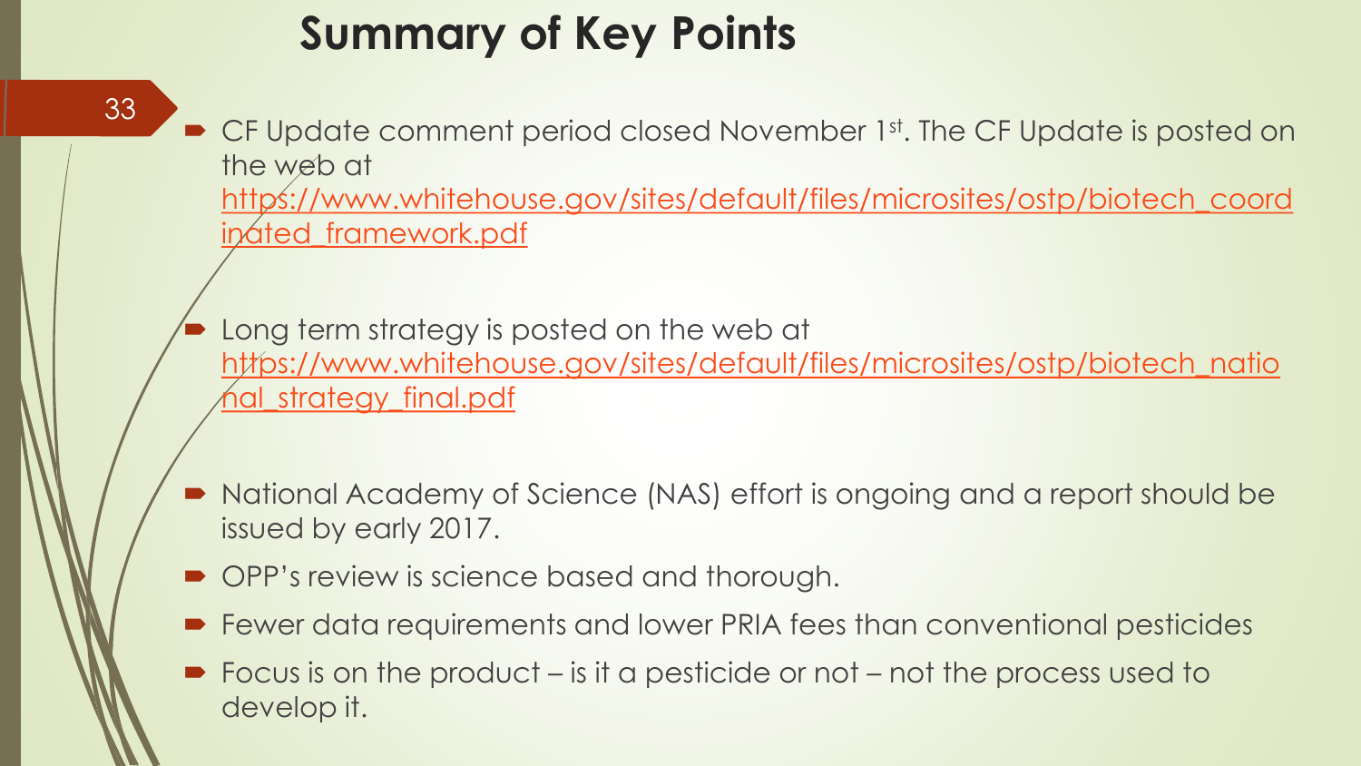# Summary of Key Points

- CF Update comment period closed November 1st. The CF Update is posted on the web at https://www.whitehouse.gov/sites/default/files/microsites/ostp/biotech_coordinated_framework.pdf

- Long term strategy is posted on the web at https://www.whitehouse.gov/sites/default/files/microsites/ostp/biotech_national_strategy_final.pdf

- National Academy of Science (NAS) effort is ongoing and a report should be issued by early 2017.
- OPP's review is science based and thorough.
- Fewer data requirements and lower PRIA fees than conventional pesticides
- Focus is on the product – is it a pesticide or not – not the process used to develop it.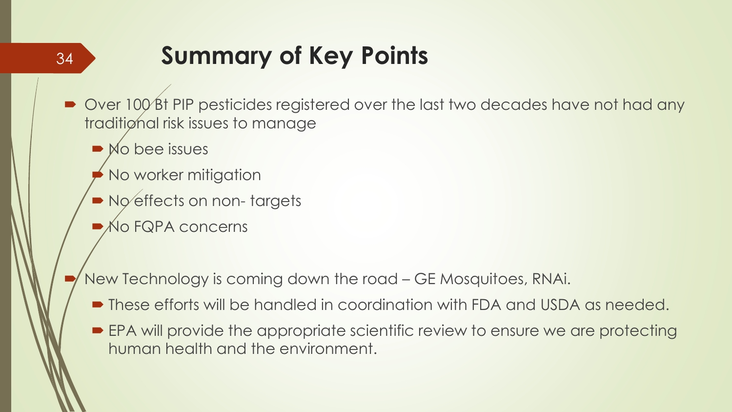# Summary of Key Points

- Over 100 Bt PIP pesticides registered over the last two decades have not had any traditional risk issues to manage
  - No bee issues
  - No worker mitigation
  - No effects on non- targets
  - No FQPA concerns
- New Technology is coming down the road – GE Mosquitoes, RNAi.
  - These efforts will be handled in coordination with FDA and USDA as needed.
  - EPA will provide the appropriate scientific review to ensure we are protecting human health and the environment.